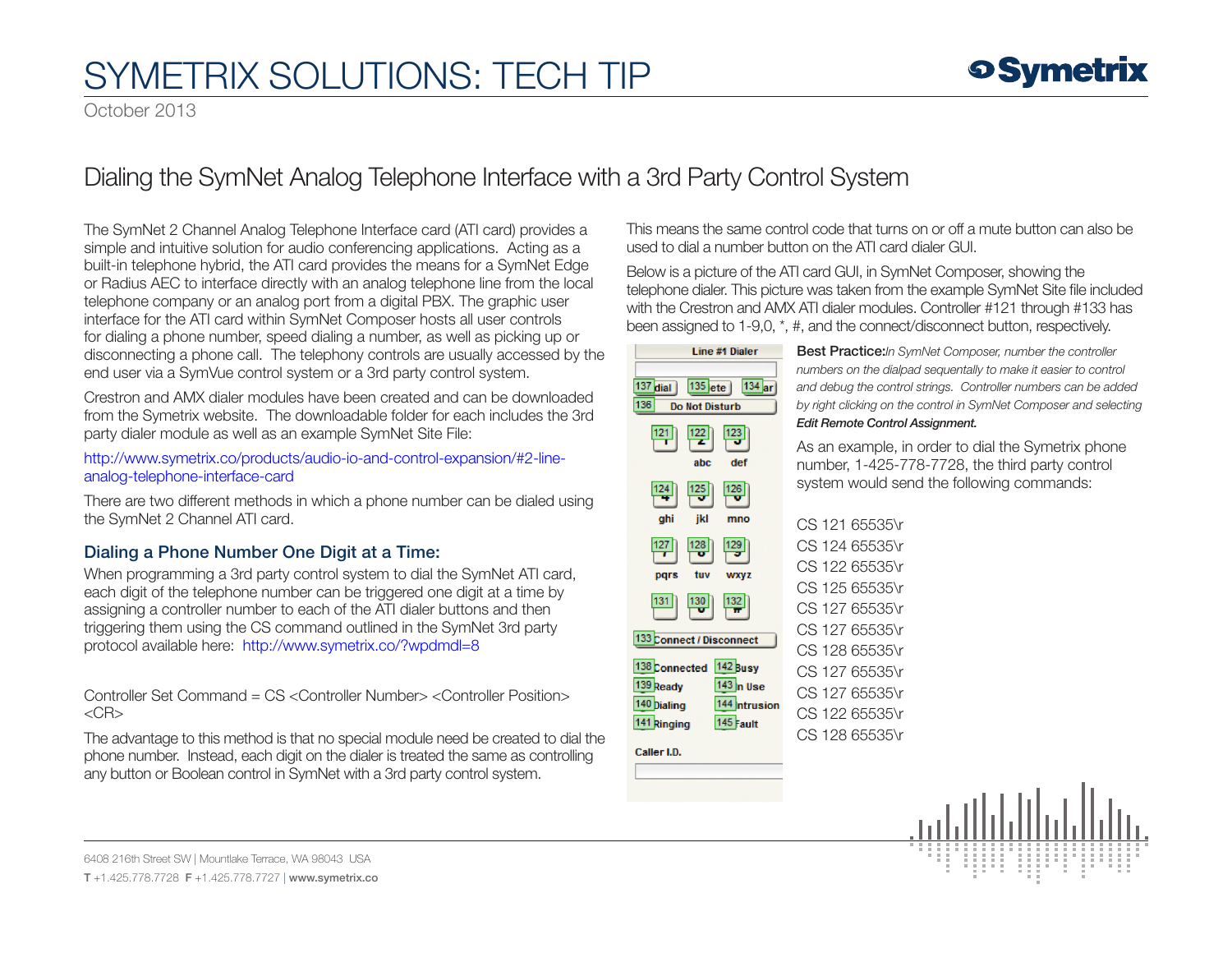# SYMETRIX SOLUTIONS: TECH TIP

October 2013

## Dialing the SymNet Analog Telephone Interface with a 3rd Party Control System

The SymNet 2 Channel Analog Telephone Interface card (ATI card) provides a simple and intuitive solution for audio conferencing applications. Acting as a built-in telephone hybrid, the ATI card provides the means for a SymNet Edge or Radius AEC to interface directly with an analog telephone line from the local telephone company or an analog port from a digital PBX. The graphic user interface for the ATI card within SymNet Composer hosts all user controls for dialing a phone number, speed dialing a number, as well as picking up or disconnecting a phone call. The telephony controls are usually accessed by the end user via a SymVue control system or a 3rd party control system.

Crestron and AMX dialer modules have been created and can be downloaded from the Symetrix website. The downloadable folder for each includes the 3rd party dialer module as well as an example SymNet Site File:

http://www.symetrix.co/products/audio-io-and-control-expansion/#2-line-analog-telephone-interface-card

There are two different methods in which a phone number can be dialed using the SymNet 2 Channel ATI card.

### Dialing a Phone Number One Digit at a Time:

When programming a 3rd party control system to dial the SymNet ATI card, each digit of the telephone number can be triggered one digit at a time by assigning a controller number to each of the ATI dialer buttons and then triggering them using the CS command outlined in the SymNet 3rd party protocol available here: http://www.symetrix.co/?wpdmdl=8

Controller Set Command = CS <Controller Number> <Controller Position> <CR>

The advantage to this method is that no special module need be created to dial the phone number. Instead, each digit on the dialer is treated the same as controlling any button or Boolean control in SymNet with a 3rd party control system.

This means the same control code that turns on or off a mute button can also be used to dial a number button on the ATI card dialer GUI.

Below is a picture of the ATI card GUI, in SymNet Composer, showing the telephone dialer. This picture was taken from the example SymNet Site file included with the Crestron and AMX ATI dialer modules. Controller #121 through #133 has been assigned to 1-9,0, *, #, and the connect/disconnect button, respectively.

**Best Practice:** *In SymNet Composer, number the controller numbers on the dialpad sequentially to make it easier to control and debug the control strings. Controller numbers can be added by right clicking on the control in SymNet Composer and selecting* ***Edit Remote Control Assignment.***

As an example, in order to dial the Symetrix phone number, 1-425-778-7728, the third party control system would send the following commands:

```
CS 121 65535\r
CS 124 65535\r
CS 122 65535\r
CS 125 65535\r
CS 127 65535\r
CS 127 65535\r
CS 128 65535\r
CS 127 65535\r
CS 127 65535\r
CS 122 65535\r
CS 128 65535\r
```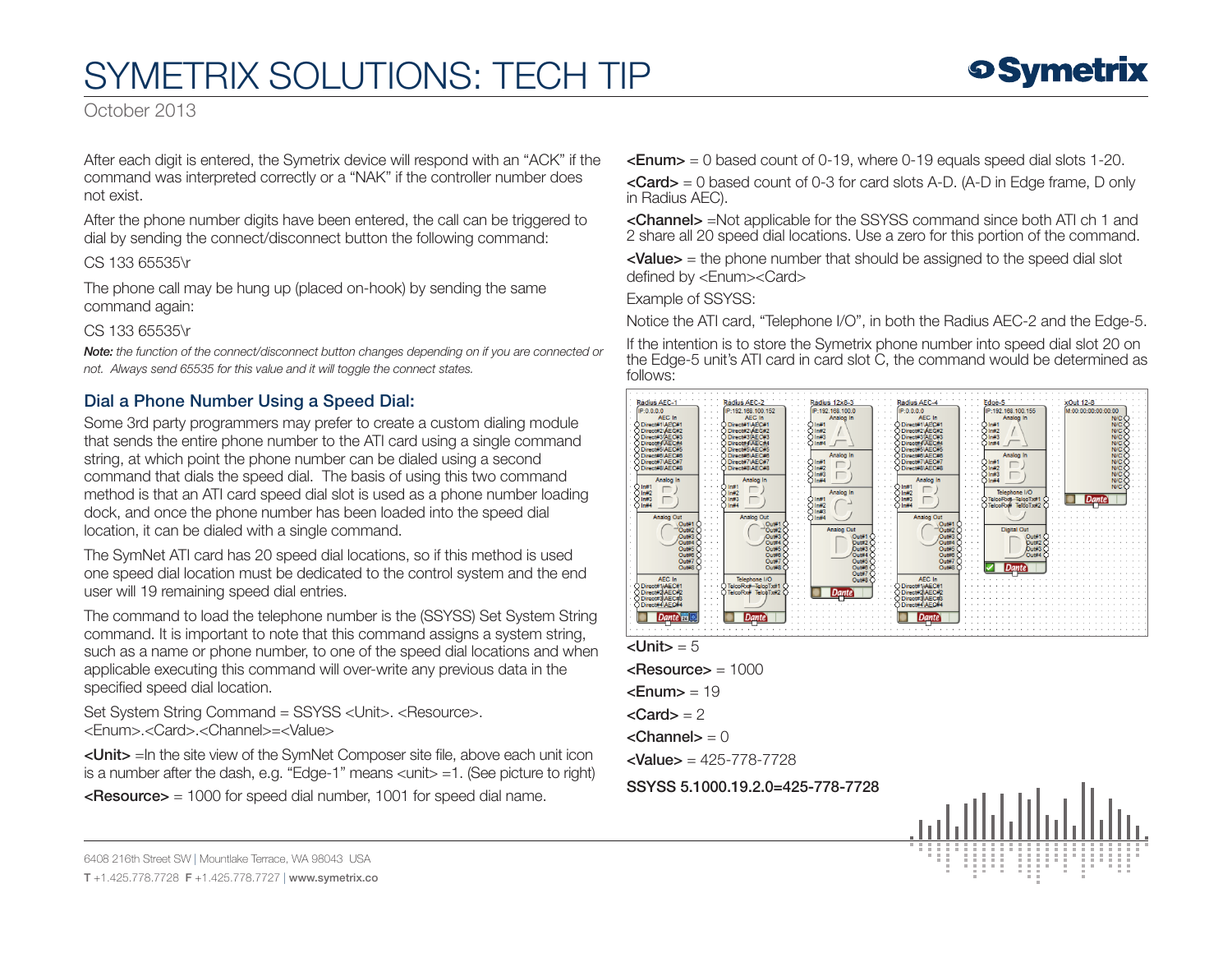After each digit is entered, the Symetrix device will respond with an "ACK" if the command was interpreted correctly or a "NAK" if the controller number does not exist.

After the phone number digits have been entered, the call can be triggered to dial by sending the connect/disconnect button the following command:

CS 133 65535\r

The phone call may be hung up (placed on-hook) by sending the same command again:

CS 133 65535\r

***Note:*** *the function of the connect/disconnect button changes depending on if you are connected or not. Always send 65535 for this value and it will toggle the connect states.*

## Dial a Phone Number Using a Speed Dial:

Some 3rd party programmers may prefer to create a custom dialing module that sends the entire phone number to the ATI card using a single command string, at which point the phone number can be dialed using a second command that dials the speed dial. The basis of using this two command method is that an ATI card speed dial slot is used as a phone number loading dock, and once the phone number has been loaded into the speed dial location, it can be dialed with a single command.

The SymNet ATI card has 20 speed dial locations, so if this method is used one speed dial location must be dedicated to the control system and the end user will 19 remaining speed dial entries.

The command to load the telephone number is the (SSYSS) Set System String command. It is important to note that this command assigns a system string, such as a name or phone number, to one of the speed dial locations and when applicable executing this command will over-write any previous data in the specified speed dial location.

Set System String Command = SSYSS <Unit>. <Resource>.<Enum>.<Card>.<Channel>=<Value>

**<Unit>** =In the site view of the SymNet Composer site file, above each unit icon is a number after the dash, e.g. "Edge-1" means <unit> =1. (See picture to right)

**<Resource>** = 1000 for speed dial number, 1001 for speed dial name.

**<Enum>** = 0 based count of 0-19, where 0-19 equals speed dial slots 1-20.

**<Card>** = 0 based count of 0-3 for card slots A-D. (A-D in Edge frame, D only in Radius AEC).

**<Channel>** =Not applicable for the SSYSS command since both ATI ch 1 and 2 share all 20 speed dial locations. Use a zero for this portion of the command.

**<Value>** = the phone number that should be assigned to the speed dial slot defined by <Enum><Card>

Example of SSYSS:

Notice the ATI card, "Telephone I/O", in both the Radius AEC-2 and the Edge-5.

If the intention is to store the Symetrix phone number into speed dial slot 20 on the Edge-5 unit's ATI card in card slot C, the command would be determined as follows:

**<Unit>** = 5

**<Resource>** = 1000

**<Enum>** = 19

**<Card>** = 2

**<Channel>** = 0

**<Value>** = 425-778-7728

**SSYSS 5.1000.19.2.0=425-778-7728**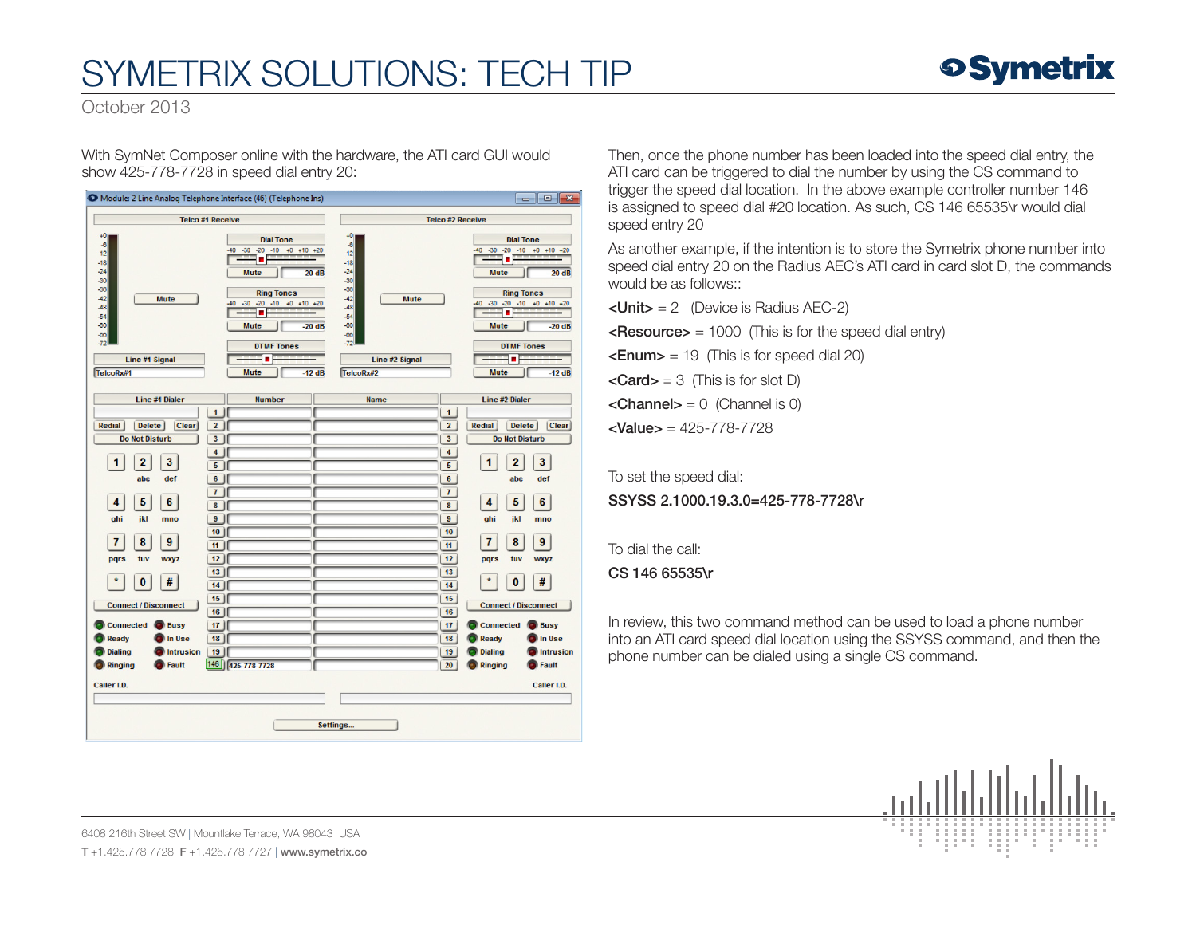With SymNet Composer online with the hardware, the ATI card GUI would show 425-778-7728 in speed dial entry 20:

Then, once the phone number has been loaded into the speed dial entry, the ATI card can be triggered to dial the number by using the CS command to trigger the speed dial location. In the above example controller number 146 is assigned to speed dial #20 location. As such, CS 146 65535\r would dial speed entry 20

As another example, if the intention is to store the Symetrix phone number into speed dial entry 20 on the Radius AEC's ATI card in card slot D, the commands would be as follows::

<Unit> = 2 (Device is Radius AEC-2)

<Resource> = 1000 (This is for the speed dial entry)

<Enum> = 19 (This is for speed dial 20)

<Card> = 3 (This is for slot D)

<Channel> = 0 (Channel is 0)

<Value> = 425-778-7728

To set the speed dial:

**SSYSS 2.1000.19.3.0=425-778-7728\r**

To dial the call:

**CS 146 65535\r**

In review, this two command method can be used to load a phone number into an ATI card speed dial location using the SSYSS command, and then the phone number can be dialed using a single CS command.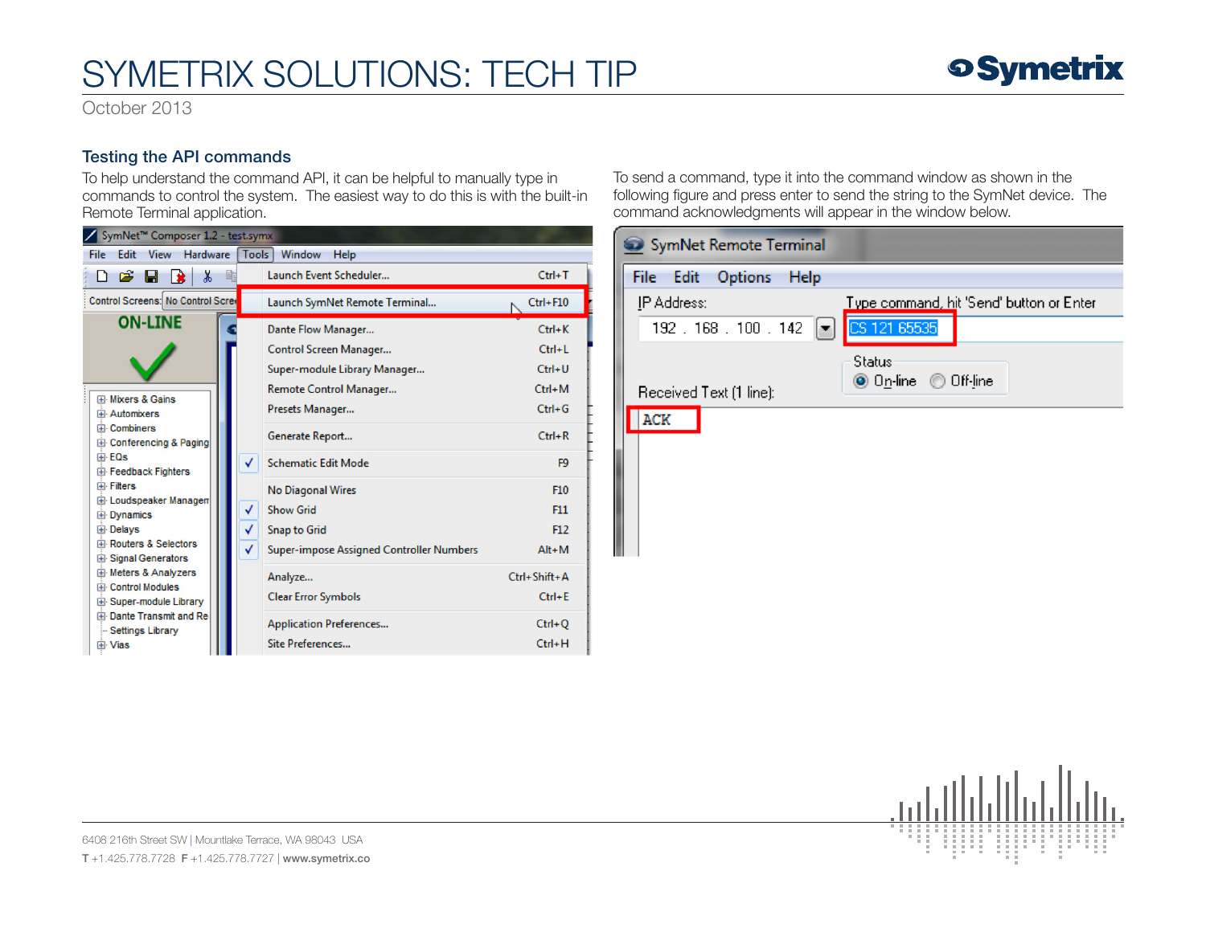# SYMETRIX SOLUTIONS: TECH TIP

October 2013

## Testing the API commands

To help understand the command API, it can be helpful to manually type in commands to control the system. The easiest way to do this is with the built-in Remote Terminal application.

To send a command, type it into the command window as shown in the following figure and press enter to send the string to the SymNet device. The command acknowledgments will appear in the window below.

6408 216th Street SW | Mountlake Terrace, WA 98043 USA

T +1.425.778.7728 F +1.425.778.7727 | www.symetrix.co